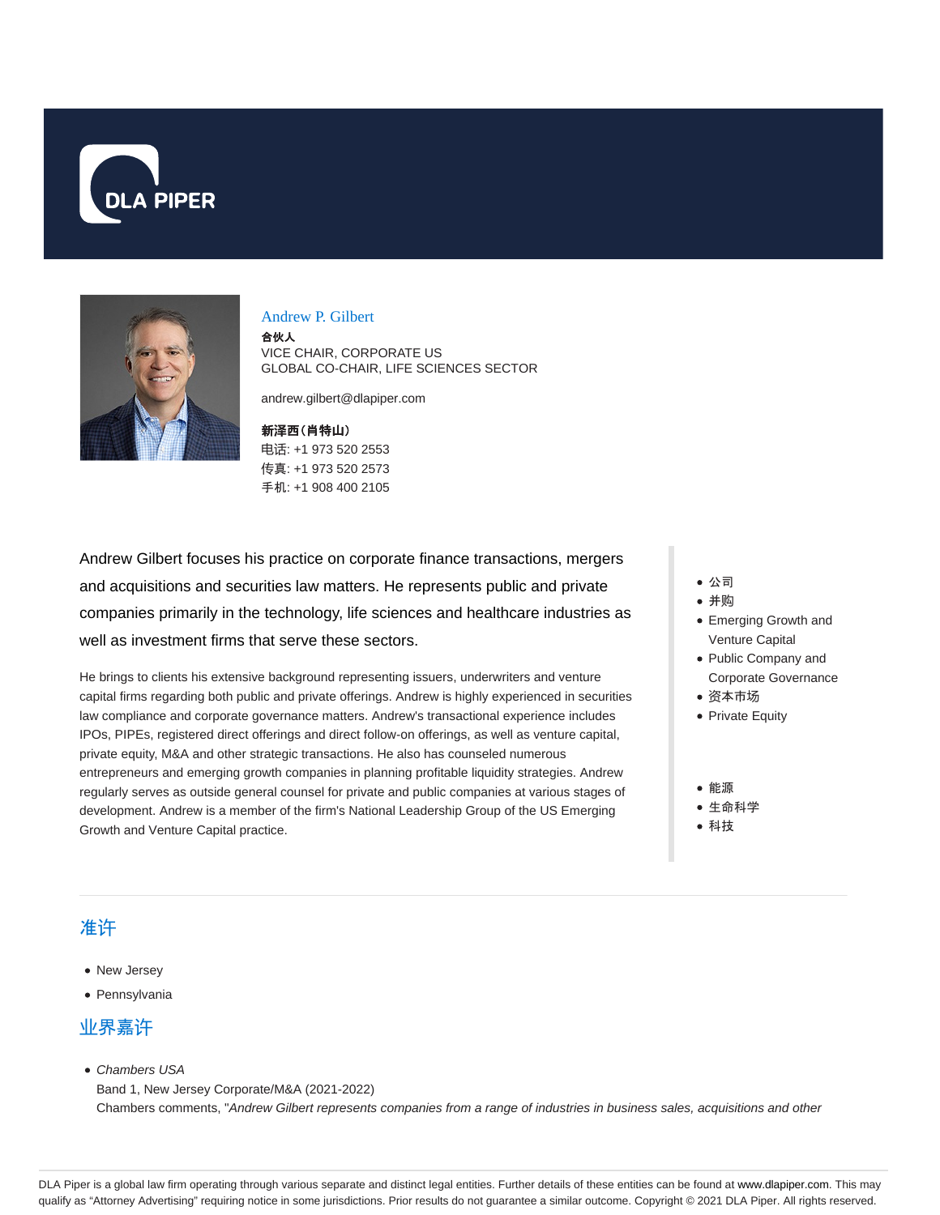DLA PIPER

## Andrew P. Gilbert

**合伙人**

VICE CHAIR, CORPORATE US

GLOBAL CO-CHAIR, LIFE SCIENCES SECTOR

andrew.gilbert@dlapiper.com

**新泽西（肖特山）**

电话: +1 973 520 2553

传真: +1 973 520 2573

手机: +1 908 400 2105

Andrew Gilbert focuses his practice on corporate finance transactions, mergers and acquisitions and securities law matters. He represents public and private companies primarily in the technology, life sciences and healthcare industries as well as investment firms that serve these sectors.

He brings to clients his extensive background representing issuers, underwriters and venture capital firms regarding both public and private offerings. Andrew is highly experienced in securities law compliance and corporate governance matters. Andrew's transactional experience includes IPOs, PIPEs, registered direct offerings and direct follow-on offerings, as well as venture capital, private equity, M&A and other strategic transactions. He also has counseled numerous entrepreneurs and emerging growth companies in planning profitable liquidity strategies. Andrew regularly serves as outside general counsel for private and public companies at various stages of development. Andrew is a member of the firm's National Leadership Group of the US Emerging Growth and Venture Capital practice.

- 公司
- 并购
- Emerging Growth and Venture Capital
- Public Company and Corporate Governance
- 资本市场
- Private Equity

- 能源
- 生命科学
- 科技

## 准许

- New Jersey
- Pennsylvania

## 业界嘉许

- *Chambers USA*
  Band 1, New Jersey Corporate/M&A (2021-2022)
  Chambers comments, "*Andrew Gilbert represents companies from a range of industries in business sales, acquisitions and other*

DLA Piper is a global law firm operating through various separate and distinct legal entities. Further details of these entities can be found at www.dlapiper.com. This may qualify as "Attorney Advertising" requiring notice in some jurisdictions. Prior results do not guarantee a similar outcome. Copyright © 2021 DLA Piper. All rights reserved.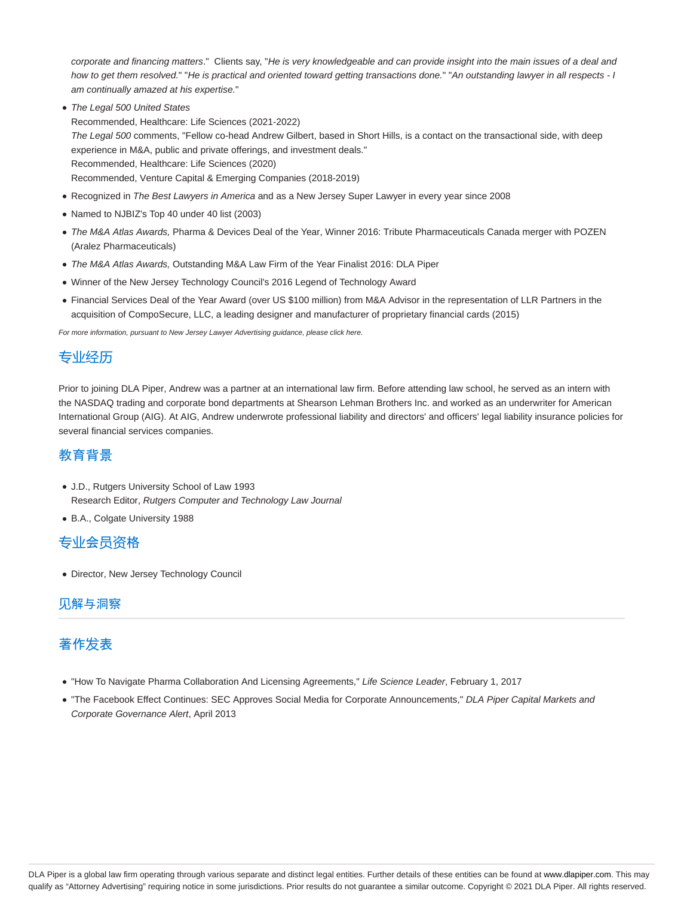*corporate and financing matters*." Clients say, "*He is very knowledgeable and can provide insight into the main issues of a deal and how to get them resolved.*" "*He is practical and oriented toward getting transactions done.*" "*An outstanding lawyer in all respects - I am continually amazed at his expertise.*"

- *The Legal 500 United States*
  Recommended, Healthcare: Life Sciences (2021-2022)
  *The Legal 500* comments, "Fellow co-head Andrew Gilbert, based in Short Hills, is a contact on the transactional side, with deep experience in M&A, public and private offerings, and investment deals."
  Recommended, Healthcare: Life Sciences (2020)
  Recommended, Venture Capital & Emerging Companies (2018-2019)
- Recognized in *The Best Lawyers in America* and as a New Jersey Super Lawyer in every year since 2008
- Named to NJBIZ's Top 40 under 40 list (2003)
- *The M&A Atlas Awards,* Pharma & Devices Deal of the Year, Winner 2016: Tribute Pharmaceuticals Canada merger with POZEN (Aralez Pharmaceuticals)
- *The M&A Atlas Awards,* Outstanding M&A Law Firm of the Year Finalist 2016: DLA Piper
- Winner of the New Jersey Technology Council's 2016 Legend of Technology Award
- Financial Services Deal of the Year Award (over US $100 million) from M&A Advisor in the representation of LLR Partners in the acquisition of CompoSecure, LLC, a leading designer and manufacturer of proprietary financial cards (2015)

*For more information, pursuant to New Jersey Lawyer Advertising guidance, please click here.*

## 专业经历

Prior to joining DLA Piper, Andrew was a partner at an international law firm. Before attending law school, he served as an intern with the NASDAQ trading and corporate bond departments at Shearson Lehman Brothers Inc. and worked as an underwriter for American International Group (AIG). At AIG, Andrew underwrote professional liability and directors' and officers' legal liability insurance policies for several financial services companies.

## 教育背景

- J.D., Rutgers University School of Law 1993
  Research Editor, *Rutgers Computer and Technology Law Journal*
- B.A., Colgate University 1988

## 专业会员资格

- Director, New Jersey Technology Council

## 见解与洞察

## 著作发表

- "How To Navigate Pharma Collaboration And Licensing Agreements," *Life Science Leader*, February 1, 2017
- "The Facebook Effect Continues: SEC Approves Social Media for Corporate Announcements," *DLA Piper Capital Markets and Corporate Governance Alert*, April 2013

DLA Piper is a global law firm operating through various separate and distinct legal entities. Further details of these entities can be found at www.dlapiper.com. This may qualify as "Attorney Advertising" requiring notice in some jurisdictions. Prior results do not guarantee a similar outcome. Copyright © 2021 DLA Piper. All rights reserved.